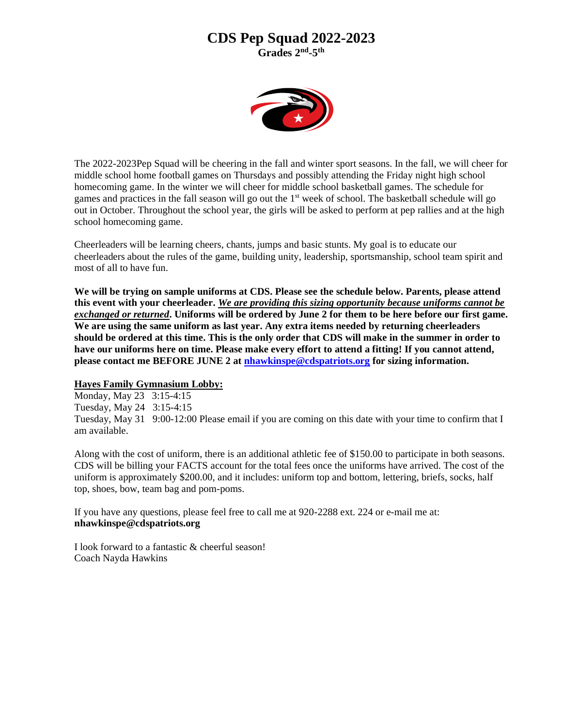# CDS Pep Squad 2022-2023

**Grades 2nd-5th**

The 2022-2023Pep Squad will be cheering in the fall and winter sport seasons. In the fall, we will cheer for middle school home football games on Thursdays and possibly attending the Friday night high school homecoming game. In the winter we will cheer for middle school basketball games. The schedule for games and practices in the fall season will go out the 1st week of school. The basketball schedule will go out in October. Throughout the school year, the girls will be asked to perform at pep rallies and at the high school homecoming game.

Cheerleaders will be learning cheers, chants, jumps and basic stunts. My goal is to educate our cheerleaders about the rules of the game, building unity, leadership, sportsmanship, school team spirit and most of all to have fun.

**We will be trying on sample uniforms at CDS. Please see the schedule below. Parents, please attend this event with your cheerleader. *We are providing this sizing opportunity because uniforms cannot be exchanged or returned*. Uniforms will be ordered by June 2 for them to be here before our first game. We are using the same uniform as last year. Any extra items needed by returning cheerleaders should be ordered at this time. This is the only order that CDS will make in the summer in order to have our uniforms here on time. Please make every effort to attend a fitting! If you cannot attend, please contact me BEFORE JUNE 2 at nhawkinspe@cdspatriots.org for sizing information.**

**Hayes Family Gymnasium Lobby:**

Monday, May 23 3:15-4:15
Tuesday, May 24 3:15-4:15
Tuesday, May 31 9:00-12:00 Please email if you are coming on this date with your time to confirm that I am available.

Along with the cost of uniform, there is an additional athletic fee of $150.00 to participate in both seasons. CDS will be billing your FACTS account for the total fees once the uniforms have arrived. The cost of the uniform is approximately $200.00, and it includes: uniform top and bottom, lettering, briefs, socks, half top, shoes, bow, team bag and pom-poms.

If you have any questions, please feel free to call me at 920-2288 ext. 224 or e-mail me at:
**nhawkinspe@cdspatriots.org**

I look forward to a fantastic & cheerful season!
Coach Nayda Hawkins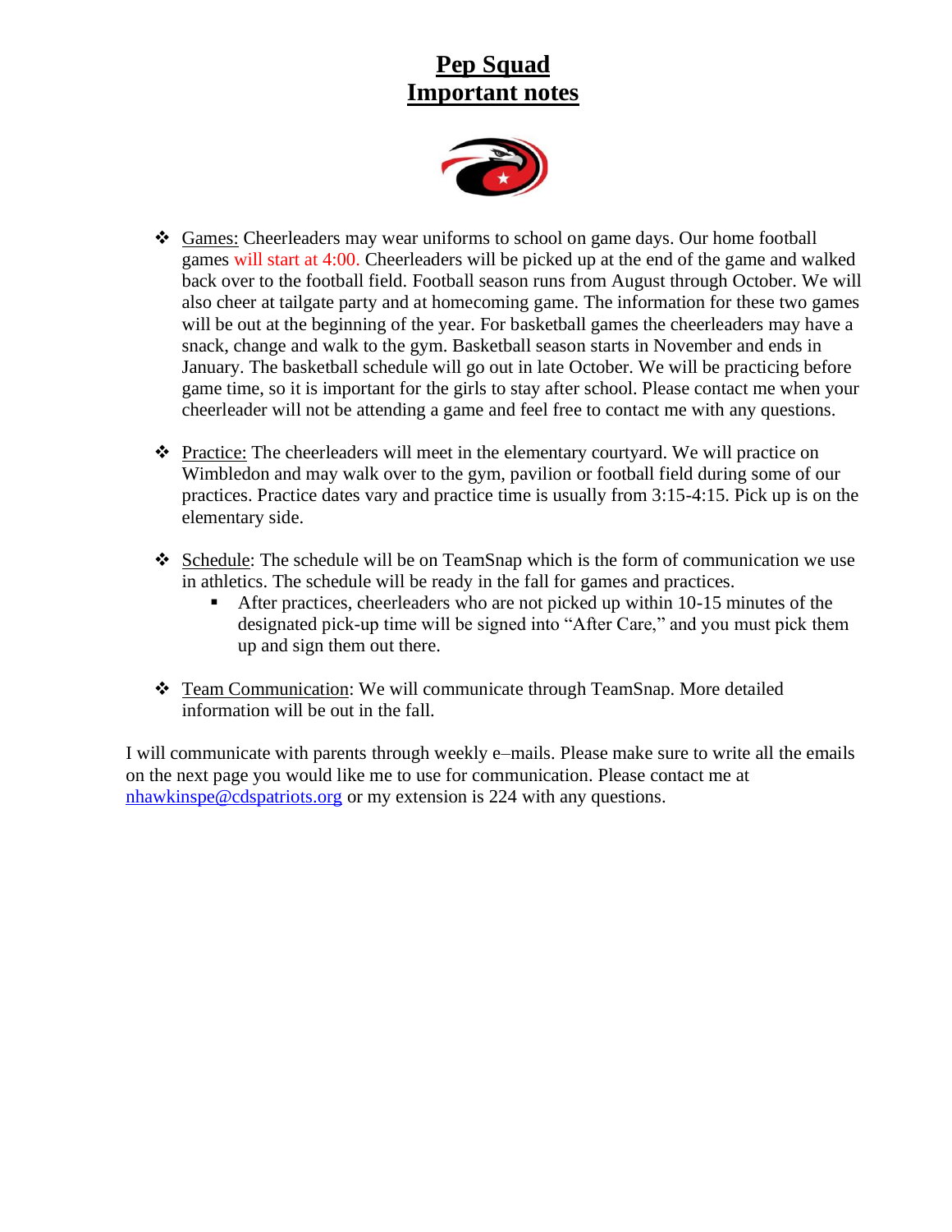# **Pep Squad**
# **Important notes**

- Games: Cheerleaders may wear uniforms to school on game days. Our home football games will start at 4:00. Cheerleaders will be picked up at the end of the game and walked back over to the football field. Football season runs from August through October. We will also cheer at tailgate party and at homecoming game. The information for these two games will be out at the beginning of the year. For basketball games the cheerleaders may have a snack, change and walk to the gym. Basketball season starts in November and ends in January. The basketball schedule will go out in late October. We will be practicing before game time, so it is important for the girls to stay after school. Please contact me when your cheerleader will not be attending a game and feel free to contact me with any questions.

- Practice: The cheerleaders will meet in the elementary courtyard. We will practice on Wimbledon and may walk over to the gym, pavilion or football field during some of our practices. Practice dates vary and practice time is usually from 3:15-4:15. Pick up is on the elementary side.

- Schedule: The schedule will be on TeamSnap which is the form of communication we use in athletics. The schedule will be ready in the fall for games and practices.
  - After practices, cheerleaders who are not picked up within 10-15 minutes of the designated pick-up time will be signed into "After Care," and you must pick them up and sign them out there.

- Team Communication: We will communicate through TeamSnap. More detailed information will be out in the fall.

I will communicate with parents through weekly e–mails. Please make sure to write all the emails on the next page you would like me to use for communication. Please contact me at nhawkinspe@cdspatriots.org or my extension is 224 with any questions.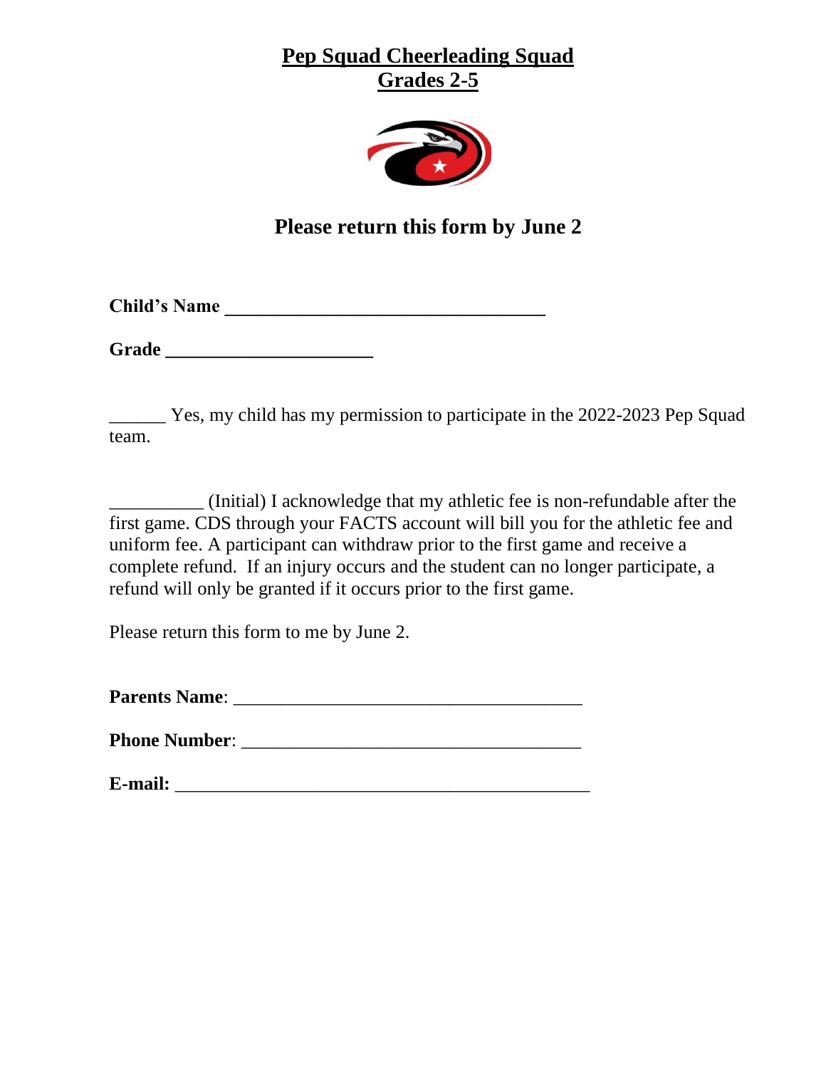# Pep Squad Cheerleading Squad
# Grades 2-5

## Please return this form by June 2

**Child's Name** ___________________________________

**Grade** _______________________

______ Yes, my child has my permission to participate in the 2022-2023 Pep Squad team.

__________ (Initial) I acknowledge that my athletic fee is non-refundable after the first game. CDS through your FACTS account will bill you for the athletic fee and uniform fee. A participant can withdraw prior to the first game and receive a complete refund. If an injury occurs and the student can no longer participate, a refund will only be granted if it occurs prior to the first game.

Please return this form to me by June 2.

**Parents Name**: _____________________________________

**Phone Number**: ____________________________________

**E-mail:** ____________________________________________